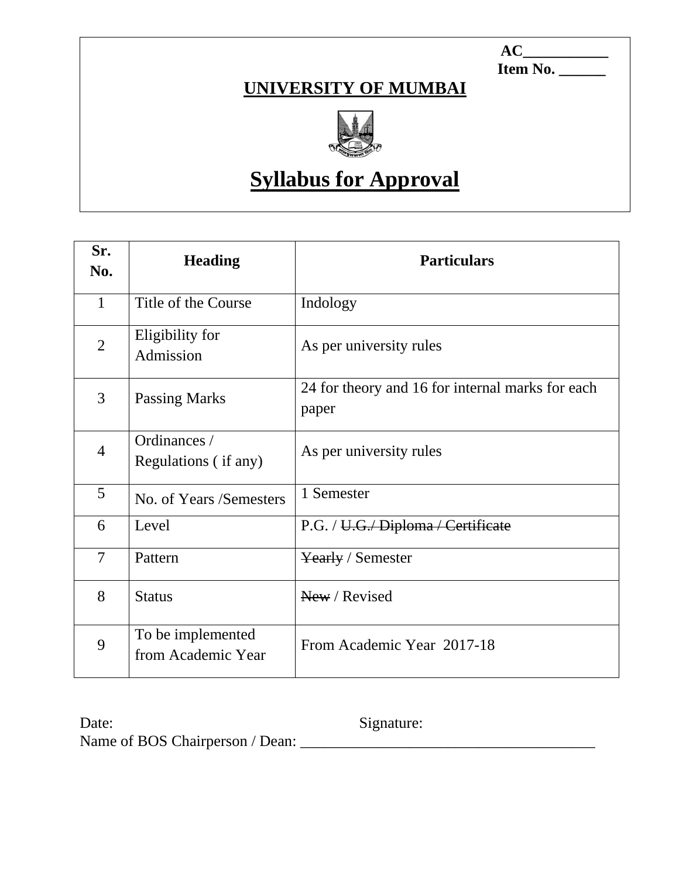AC___________

Item No. ______

# UNIVERSITY OF MUMBAI

# Syllabus for Approval

| Sr. No. | Heading | Particulars |
|---|---|---|
| 1 | Title of the Course | Indology |
| 2 | Eligibility for Admission | As per university rules |
| 3 | Passing Marks | 24 for theory and 16 for internal marks for each paper |
| 4 | Ordinances / Regulations ( if any) | As per university rules |
| 5 | No. of Years /Semesters | 1 Semester |
| 6 | Level | P.G. / ~~U.G./ Diploma / Certificate~~ |
| 7 | Pattern | ~~Yearly~~ / Semester |
| 8 | Status | ~~New~~ / Revised |
| 9 | To be implemented from Academic Year | From Academic Year 2017-18 |

Date: Signature:

Name of BOS Chairperson / Dean: _______________________________________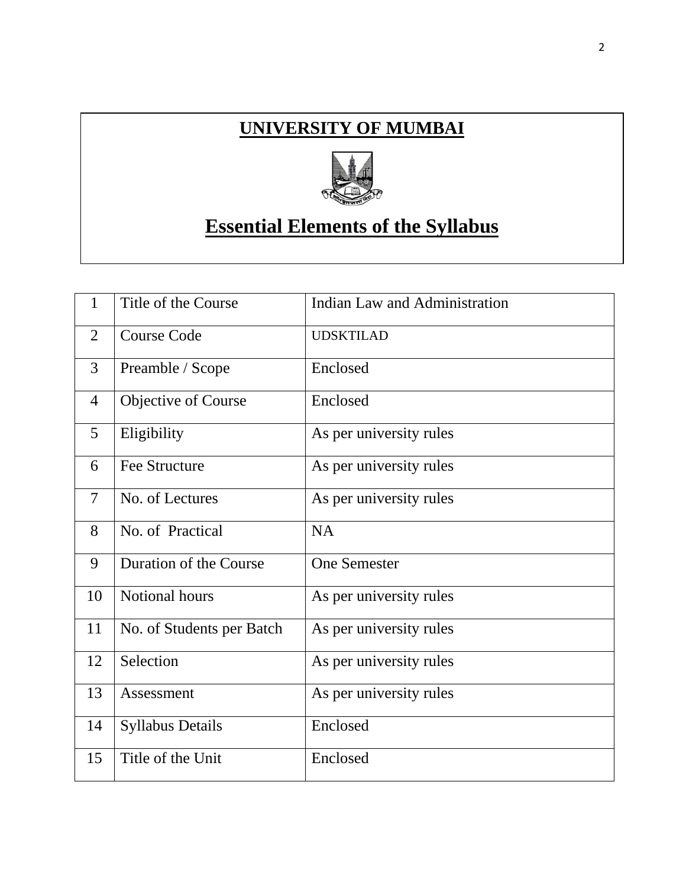# UNIVERSITY OF MUMBAI

## Essential Elements of the Syllabus

| | | |
|---|---|---|
| 1 | Title of the Course | Indian Law and Administration |
| 2 | Course Code | UDSKTILAD |
| 3 | Preamble / Scope | Enclosed |
| 4 | Objective of Course | Enclosed |
| 5 | Eligibility | As per university rules |
| 6 | Fee Structure | As per university rules |
| 7 | No. of Lectures | As per university rules |
| 8 | No. of Practical | NA |
| 9 | Duration of the Course | One Semester |
| 10 | Notional hours | As per university rules |
| 11 | No. of Students per Batch | As per university rules |
| 12 | Selection | As per university rules |
| 13 | Assessment | As per university rules |
| 14 | Syllabus Details | Enclosed |
| 15 | Title of the Unit | Enclosed |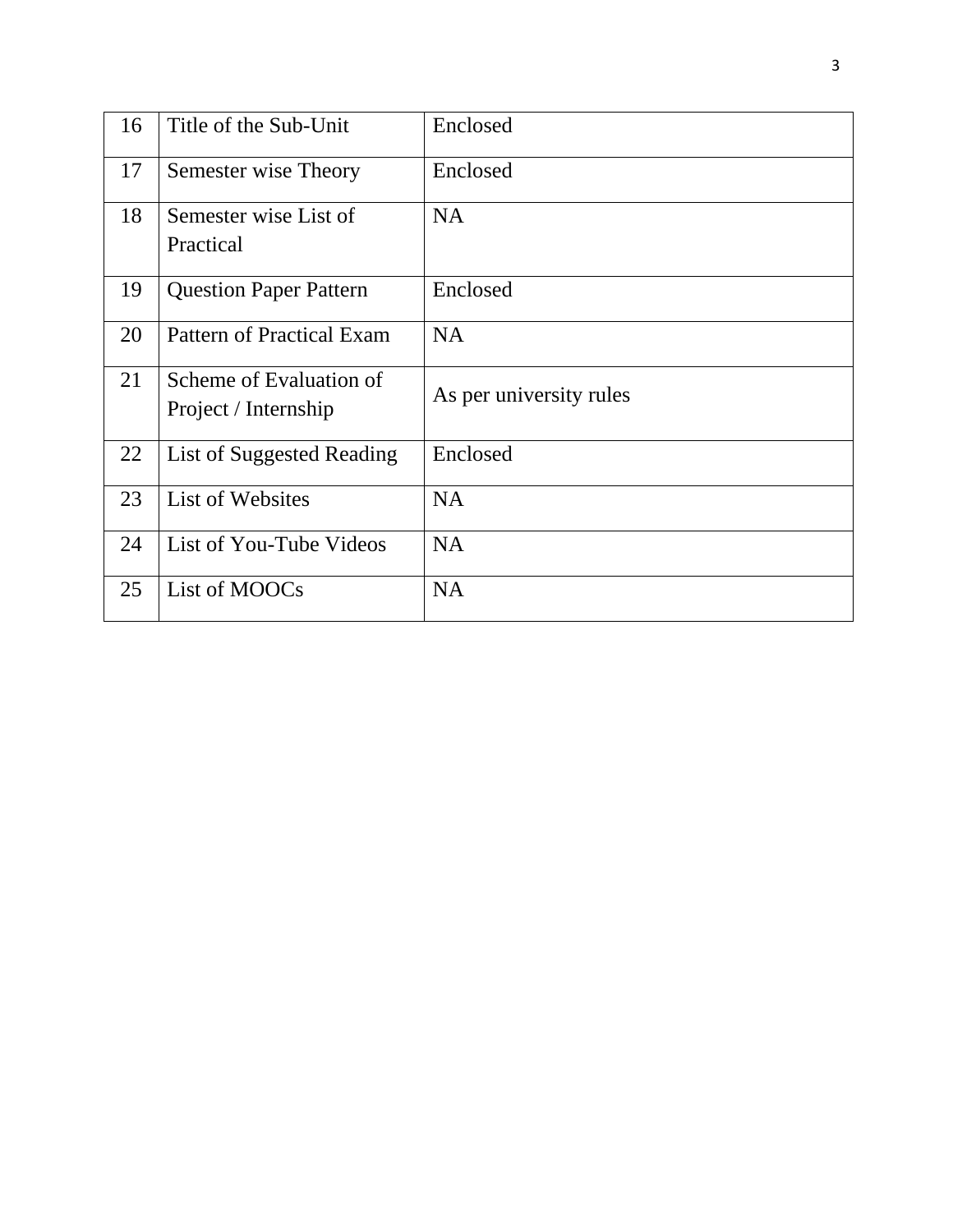| 16 | Title of the Sub-Unit | Enclosed |
|---|---|---|
| 17 | Semester wise Theory | Enclosed |
| 18 | Semester wise List of Practical | NA |
| 19 | Question Paper Pattern | Enclosed |
| 20 | Pattern of Practical Exam | NA |
| 21 | Scheme of Evaluation of Project / Internship | As per university rules |
| 22 | List of Suggested Reading | Enclosed |
| 23 | List of Websites | NA |
| 24 | List of You-Tube Videos | NA |
| 25 | List of MOOCs | NA |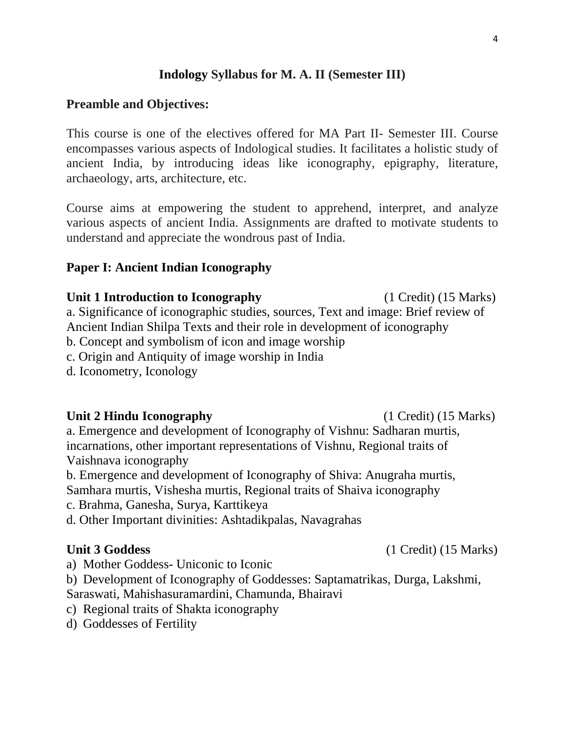# Indology Syllabus for M. A. II (Semester III)

## Preamble and Objectives:

This course is one of the electives offered for MA Part II- Semester III. Course encompasses various aspects of Indological studies. It facilitates a holistic study of ancient India, by introducing ideas like iconography, epigraphy, literature, archaeology, arts, architecture, etc.

Course aims at empowering the student to apprehend, interpret, and analyze various aspects of ancient India. Assignments are drafted to motivate students to understand and appreciate the wondrous past of India.

## Paper I: Ancient Indian Iconography

**Unit 1 Introduction to Iconography** (1 Credit) (15 Marks)

a. Significance of iconographic studies, sources, Text and image: Brief review of Ancient Indian Shilpa Texts and their role in development of iconography
b. Concept and symbolism of icon and image worship
c. Origin and Antiquity of image worship in India
d. Iconometry, Iconology

**Unit 2 Hindu Iconography** (1 Credit) (15 Marks)

a. Emergence and development of Iconography of Vishnu: Sadharan murtis, incarnations, other important representations of Vishnu, Regional traits of Vaishnava iconography
b. Emergence and development of Iconography of Shiva: Anugraha murtis, Samhara murtis, Vishesha murtis, Regional traits of Shaiva iconography
c. Brahma, Ganesha, Surya, Karttikeya
d. Other Important divinities: Ashtadikpalas, Navagrahas

**Unit 3 Goddess** (1 Credit) (15 Marks)

a) Mother Goddess- Uniconic to Iconic
b) Development of Iconography of Goddesses: Saptamatrikas, Durga, Lakshmi, Saraswati, Mahishasuramardini, Chamunda, Bhairavi
c) Regional traits of Shakta iconography
d) Goddesses of Fertility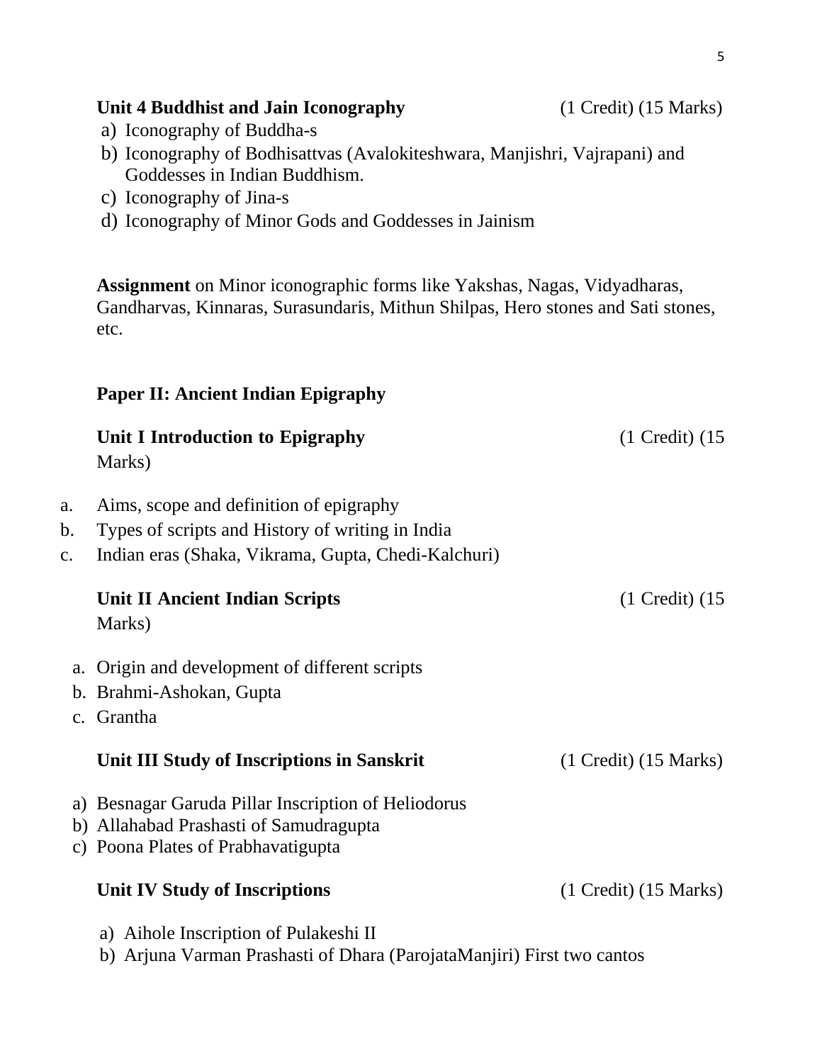**Unit 4 Buddhist and Jain Iconography** (1 Credit) (15 Marks)

a) Iconography of Buddha-s
b) Iconography of Bodhisattvas (Avalokiteshwara, Manjishri, Vajrapani) and Goddesses in Indian Buddhism.
c) Iconography of Jina-s
d) Iconography of Minor Gods and Goddesses in Jainism

**Assignment** on Minor iconographic forms like Yakshas, Nagas, Vidyadharas, Gandharvas, Kinnaras, Surasundaris, Mithun Shilpas, Hero stones and Sati stones, etc.

## Paper II: Ancient Indian Epigraphy

**Unit I Introduction to Epigraphy** (1 Credit) (15 Marks)

a. Aims, scope and definition of epigraphy
b. Types of scripts and History of writing in India
c. Indian eras (Shaka, Vikrama, Gupta, Chedi-Kalchuri)

**Unit II Ancient Indian Scripts** (1 Credit) (15 Marks)

a. Origin and development of different scripts
b. Brahmi-Ashokan, Gupta
c. Grantha

**Unit III Study of Inscriptions in Sanskrit** (1 Credit) (15 Marks)

a) Besnagar Garuda Pillar Inscription of Heliodorus
b) Allahabad Prashasti of Samudragupta
c) Poona Plates of Prabhavatigupta

**Unit IV Study of Inscriptions** (1 Credit) (15 Marks)

a) Aihole Inscription of Pulakeshi II
b) Arjuna Varman Prashasti of Dhara (ParojataManjiri) First two cantos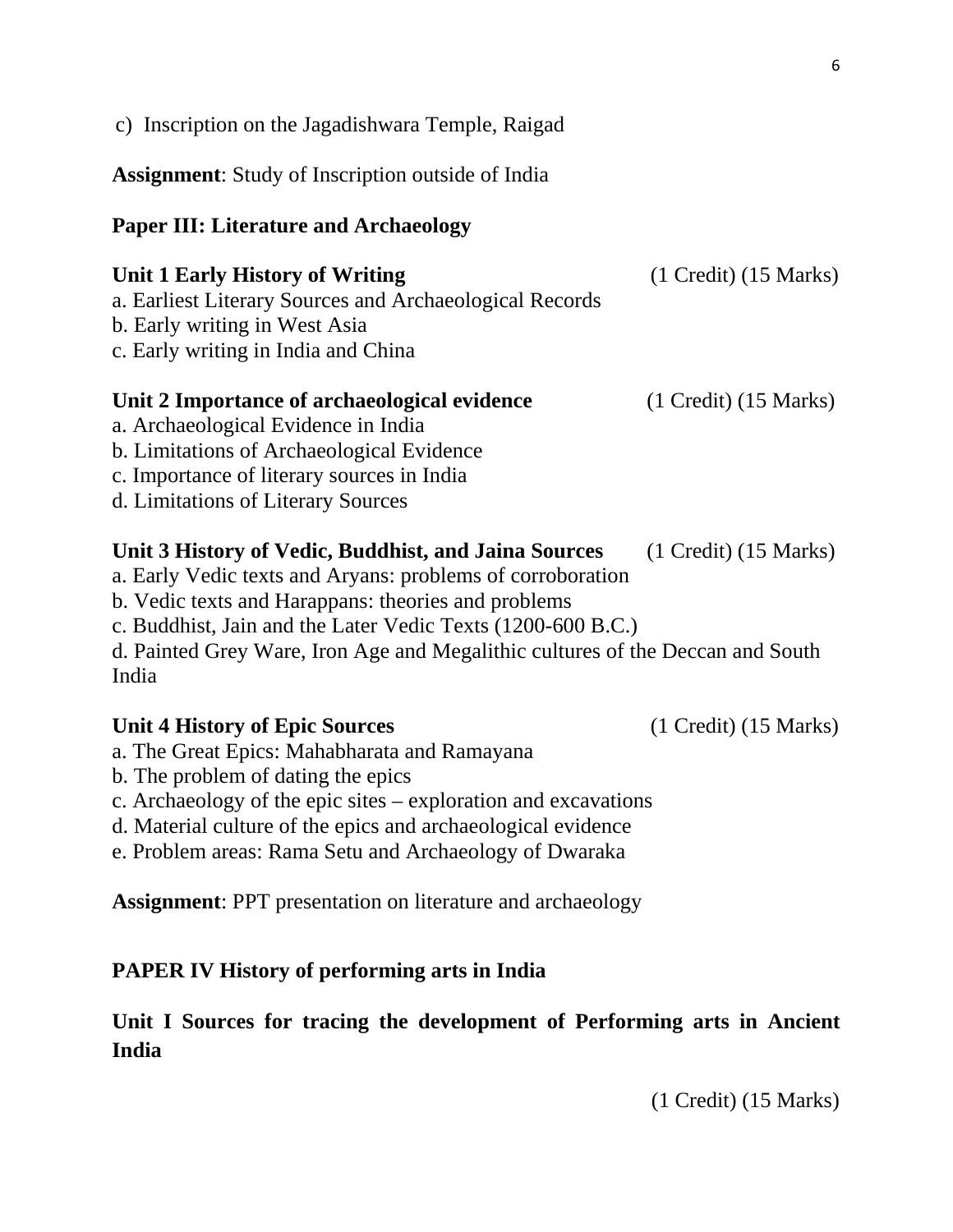c) Inscription on the Jagadishwara Temple, Raigad

**Assignment**: Study of Inscription outside of India

## Paper III: Literature and Archaeology

**Unit 1 Early History of Writing** (1 Credit) (15 Marks)

a. Earliest Literary Sources and Archaeological Records
b. Early writing in West Asia
c. Early writing in India and China

**Unit 2 Importance of archaeological evidence** (1 Credit) (15 Marks)

a. Archaeological Evidence in India
b. Limitations of Archaeological Evidence
c. Importance of literary sources in India
d. Limitations of Literary Sources

**Unit 3 History of Vedic, Buddhist, and Jaina Sources** (1 Credit) (15 Marks)

a. Early Vedic texts and Aryans: problems of corroboration
b. Vedic texts and Harappans: theories and problems
c. Buddhist, Jain and the Later Vedic Texts (1200-600 B.C.)
d. Painted Grey Ware, Iron Age and Megalithic cultures of the Deccan and South India

**Unit 4 History of Epic Sources** (1 Credit) (15 Marks)

a. The Great Epics: Mahabharata and Ramayana
b. The problem of dating the epics
c. Archaeology of the epic sites – exploration and excavations
d. Material culture of the epics and archaeological evidence
e. Problem areas: Rama Setu and Archaeology of Dwaraka

**Assignment**: PPT presentation on literature and archaeology

## PAPER IV History of performing arts in India

**Unit I Sources for tracing the development of Performing arts in Ancient India**

(1 Credit) (15 Marks)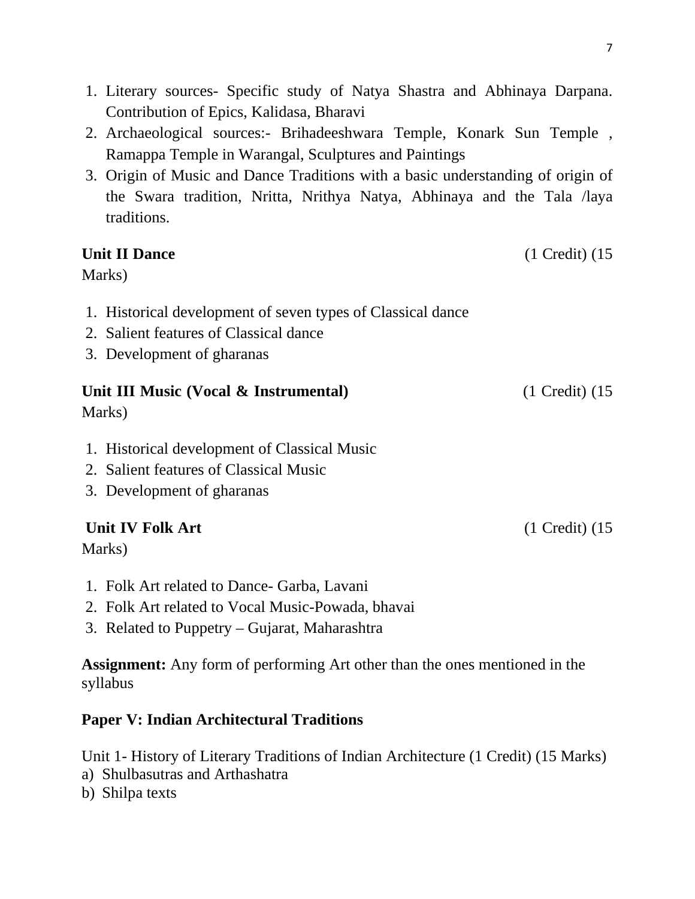1. Literary sources- Specific study of Natya Shastra and Abhinaya Darpana. Contribution of Epics, Kalidasa, Bharavi
2. Archaeological sources:- Brihadeeshwara Temple, Konark Sun Temple , Ramappa Temple in Warangal, Sculptures and Paintings
3. Origin of Music and Dance Traditions with a basic understanding of origin of the Swara tradition, Nritta, Nrithya Natya, Abhinaya and the Tala /laya traditions.

**Unit II Dance** (1 Credit) (15 Marks)

1. Historical development of seven types of Classical dance
2. Salient features of Classical dance
3. Development of gharanas

**Unit III Music (Vocal & Instrumental)** (1 Credit) (15 Marks)

1. Historical development of Classical Music
2. Salient features of Classical Music
3. Development of gharanas

**Unit IV Folk Art** (1 Credit) (15 Marks)

1. Folk Art related to Dance- Garba, Lavani
2. Folk Art related to Vocal Music-Powada, bhavai
3. Related to Puppetry – Gujarat, Maharashtra

**Assignment:** Any form of performing Art other than the ones mentioned in the syllabus

**Paper V: Indian Architectural Traditions**

Unit 1- History of Literary Traditions of Indian Architecture (1 Credit) (15 Marks)

a) Shulbasutras and Arthashatra
b) Shilpa texts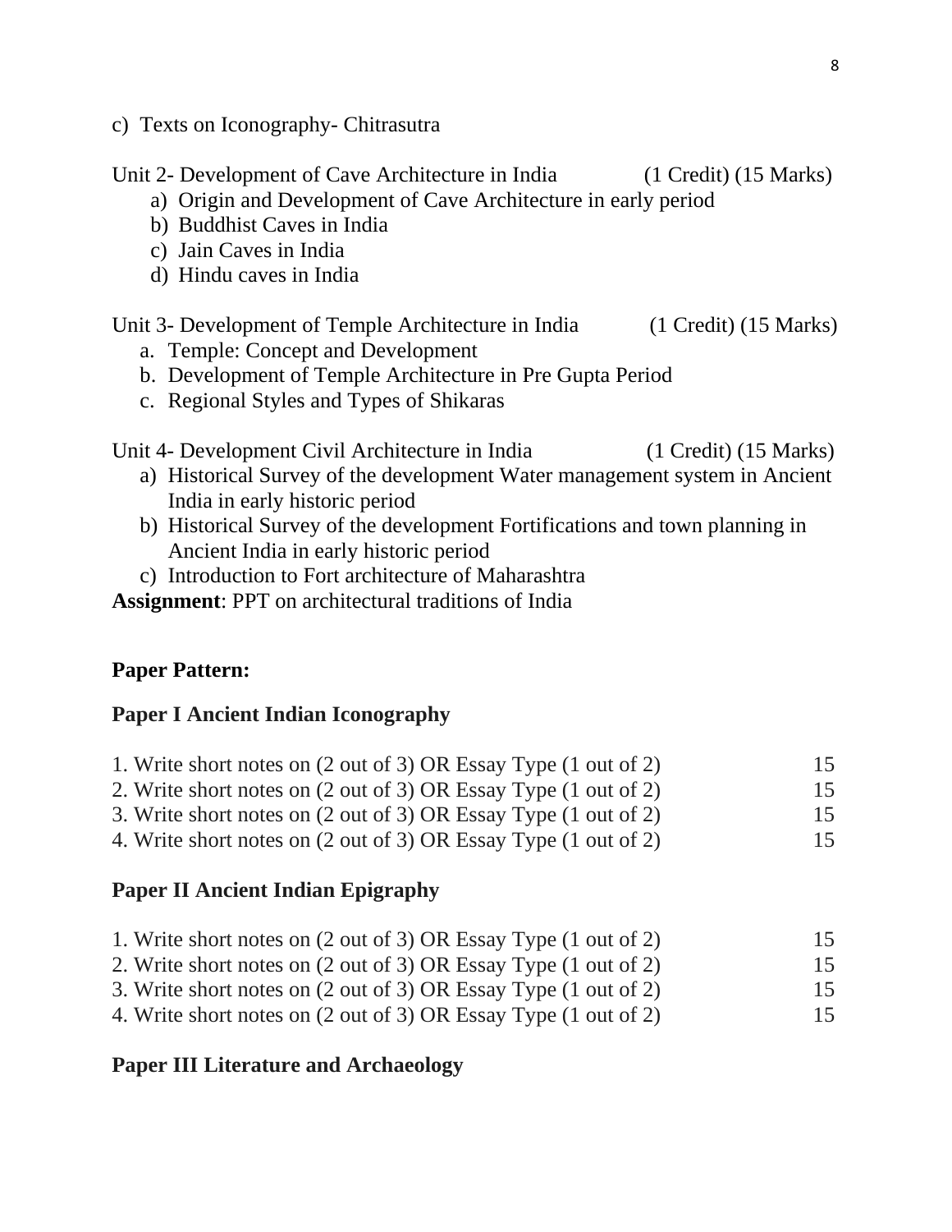c) Texts on Iconography- Chitrasutra

Unit 2- Development of Cave Architecture in India (1 Credit) (15 Marks)

a) Origin and Development of Cave Architecture in early period
b) Buddhist Caves in India
c) Jain Caves in India
d) Hindu caves in India

Unit 3- Development of Temple Architecture in India (1 Credit) (15 Marks)

a. Temple: Concept and Development
b. Development of Temple Architecture in Pre Gupta Period
c. Regional Styles and Types of Shikaras

Unit 4- Development Civil Architecture in India (1 Credit) (15 Marks)

a) Historical Survey of the development Water management system in Ancient India in early historic period
b) Historical Survey of the development Fortifications and town planning in Ancient India in early historic period
c) Introduction to Fort architecture of Maharashtra

**Assignment**: PPT on architectural traditions of India

**Paper Pattern:**

**Paper I Ancient Indian Iconography**

| | |
|---|---|
| 1. Write short notes on (2 out of 3) OR Essay Type (1 out of 2) | 15 |
| 2. Write short notes on (2 out of 3) OR Essay Type (1 out of 2) | 15 |
| 3. Write short notes on (2 out of 3) OR Essay Type (1 out of 2) | 15 |
| 4. Write short notes on (2 out of 3) OR Essay Type (1 out of 2) | 15 |

**Paper II Ancient Indian Epigraphy**

| | |
|---|---|
| 1. Write short notes on (2 out of 3) OR Essay Type (1 out of 2) | 15 |
| 2. Write short notes on (2 out of 3) OR Essay Type (1 out of 2) | 15 |
| 3. Write short notes on (2 out of 3) OR Essay Type (1 out of 2) | 15 |
| 4. Write short notes on (2 out of 3) OR Essay Type (1 out of 2) | 15 |

**Paper III Literature and Archaeology**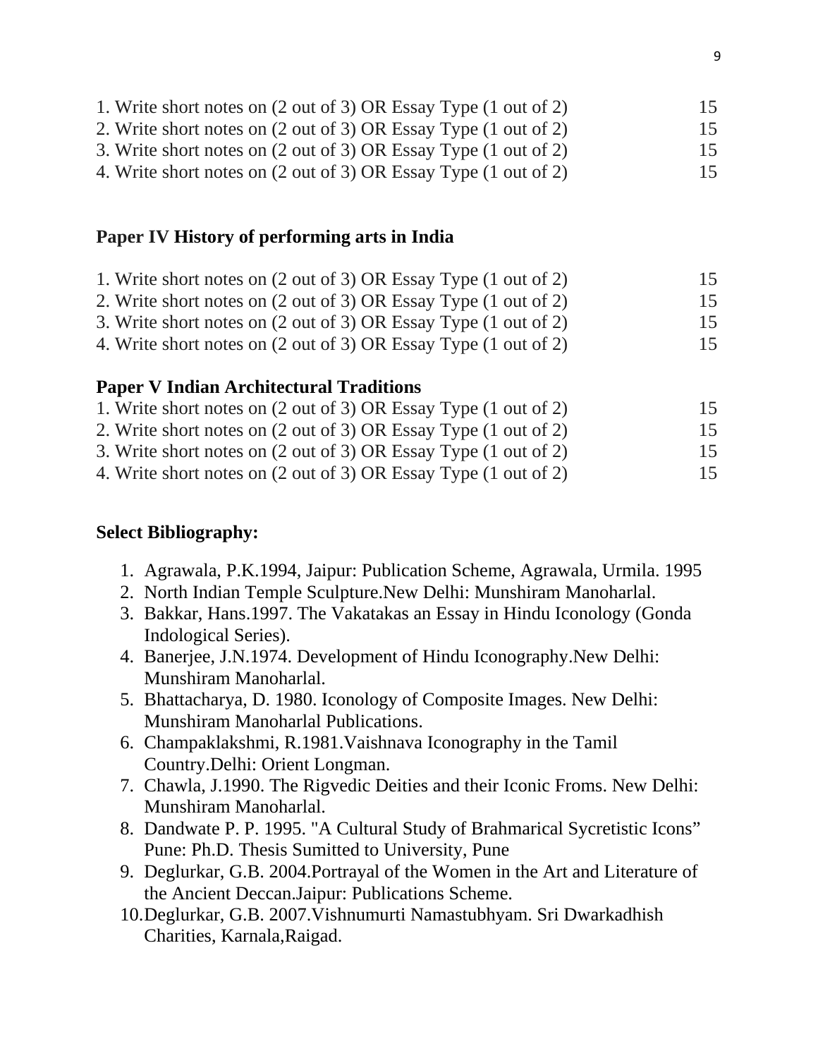1. Write short notes on (2 out of 3) OR Essay Type (1 out of 2) 15
2. Write short notes on (2 out of 3) OR Essay Type (1 out of 2) 15
3. Write short notes on (2 out of 3) OR Essay Type (1 out of 2) 15
4. Write short notes on (2 out of 3) OR Essay Type (1 out of 2) 15

**Paper IV History of performing arts in India**

1. Write short notes on (2 out of 3) OR Essay Type (1 out of 2) 15
2. Write short notes on (2 out of 3) OR Essay Type (1 out of 2) 15
3. Write short notes on (2 out of 3) OR Essay Type (1 out of 2) 15
4. Write short notes on (2 out of 3) OR Essay Type (1 out of 2) 15

**Paper V Indian Architectural Traditions**

1. Write short notes on (2 out of 3) OR Essay Type (1 out of 2) 15
2. Write short notes on (2 out of 3) OR Essay Type (1 out of 2) 15
3. Write short notes on (2 out of 3) OR Essay Type (1 out of 2) 15
4. Write short notes on (2 out of 3) OR Essay Type (1 out of 2) 15

**Select Bibliography:**

1. Agrawala, P.K.1994, Jaipur: Publication Scheme, Agrawala, Urmila. 1995
2. North Indian Temple Sculpture.New Delhi: Munshiram Manoharlal.
3. Bakkar, Hans.1997. The Vakatakas an Essay in Hindu Iconology (Gonda Indological Series).
4. Banerjee, J.N.1974. Development of Hindu Iconography.New Delhi: Munshiram Manoharlal.
5. Bhattacharya, D. 1980. Iconology of Composite Images. New Delhi: Munshiram Manoharlal Publications.
6. Champaklakshmi, R.1981.Vaishnava Iconography in the Tamil Country.Delhi: Orient Longman.
7. Chawla, J.1990. The Rigvedic Deities and their Iconic Froms. New Delhi: Munshiram Manoharlal.
8. Dandwate P. P. 1995. "A Cultural Study of Brahmarical Sycretistic Icons" Pune: Ph.D. Thesis Sumitted to University, Pune
9. Deglurkar, G.B. 2004.Portrayal of the Women in the Art and Literature of the Ancient Deccan.Jaipur: Publications Scheme.
10. Deglurkar, G.B. 2007.Vishnumurti Namastubhyam. Sri Dwarkadhish Charities, Karnala,Raigad.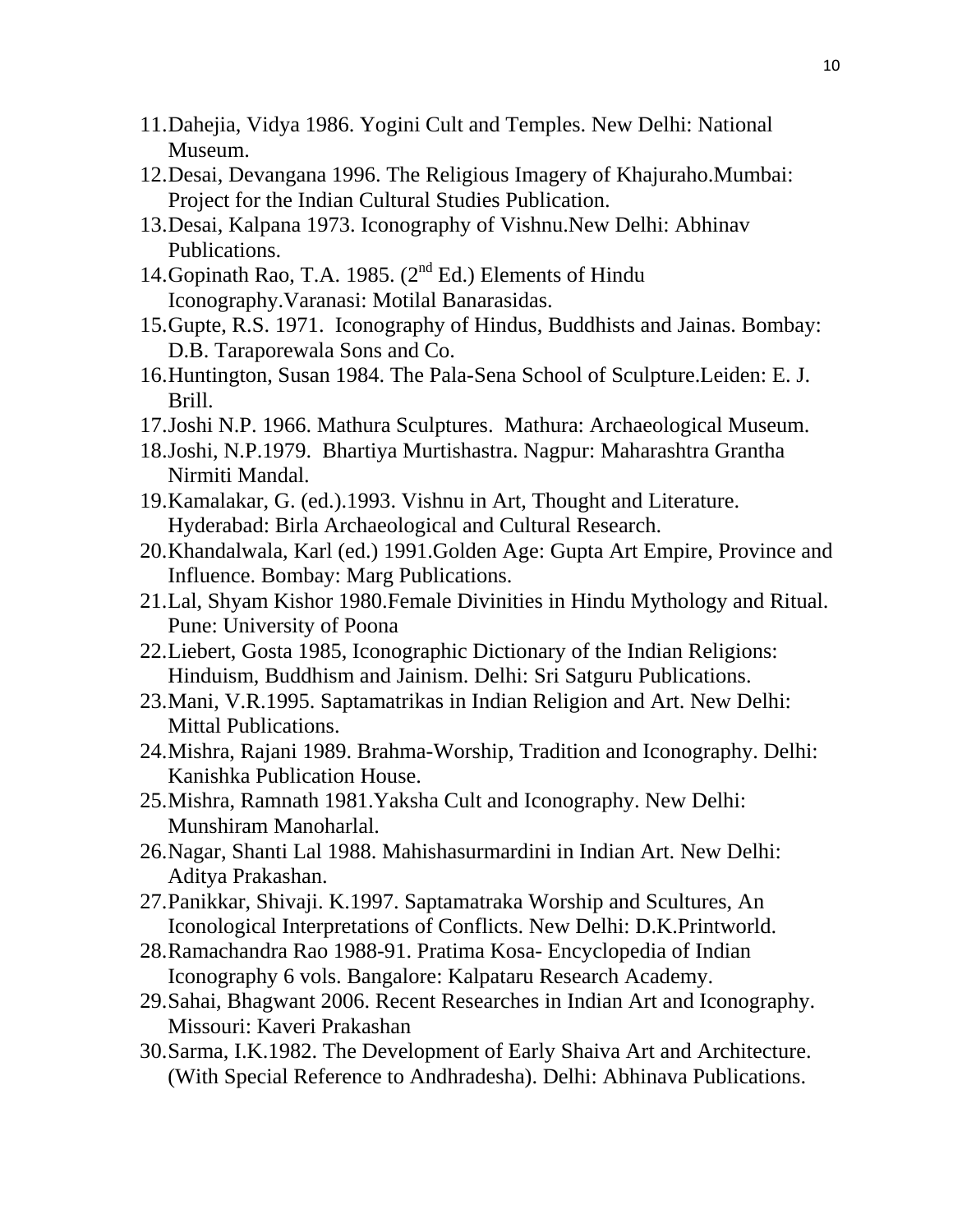11. Dahejia, Vidya 1986. Yogini Cult and Temples. New Delhi: National Museum.
12. Desai, Devangana 1996. The Religious Imagery of Khajuraho.Mumbai: Project for the Indian Cultural Studies Publication.
13. Desai, Kalpana 1973. Iconography of Vishnu.New Delhi: Abhinav Publications.
14. Gopinath Rao, T.A. 1985. (2nd Ed.) Elements of Hindu Iconography.Varanasi: Motilal Banarasidas.
15. Gupte, R.S. 1971. Iconography of Hindus, Buddhists and Jainas. Bombay: D.B. Taraporewala Sons and Co.
16. Huntington, Susan 1984. The Pala-Sena School of Sculpture.Leiden: E. J. Brill.
17. Joshi N.P. 1966. Mathura Sculptures. Mathura: Archaeological Museum.
18. Joshi, N.P.1979. Bhartiya Murtishastra. Nagpur: Maharashtra Grantha Nirmiti Mandal.
19. Kamalakar, G. (ed.).1993. Vishnu in Art, Thought and Literature. Hyderabad: Birla Archaeological and Cultural Research.
20. Khandalwala, Karl (ed.) 1991.Golden Age: Gupta Art Empire, Province and Influence. Bombay: Marg Publications.
21. Lal, Shyam Kishor 1980.Female Divinities in Hindu Mythology and Ritual. Pune: University of Poona
22. Liebert, Gosta 1985, Iconographic Dictionary of the Indian Religions: Hinduism, Buddhism and Jainism. Delhi: Sri Satguru Publications.
23. Mani, V.R.1995. Saptamatrikas in Indian Religion and Art. New Delhi: Mittal Publications.
24. Mishra, Rajani 1989. Brahma-Worship, Tradition and Iconography. Delhi: Kanishka Publication House.
25. Mishra, Ramnath 1981.Yaksha Cult and Iconography. New Delhi: Munshiram Manoharlal.
26. Nagar, Shanti Lal 1988. Mahishasurmardini in Indian Art. New Delhi: Aditya Prakashan.
27. Panikkar, Shivaji. K.1997. Saptamatraka Worship and Scultures, An Iconological Interpretations of Conflicts. New Delhi: D.K.Printworld.
28. Ramachandra Rao 1988-91. Pratima Kosa- Encyclopedia of Indian Iconography 6 vols. Bangalore: Kalpataru Research Academy.
29. Sahai, Bhagwant 2006. Recent Researches in Indian Art and Iconography. Missouri: Kaveri Prakashan
30. Sarma, I.K.1982. The Development of Early Shaiva Art and Architecture. (With Special Reference to Andhradesha). Delhi: Abhinava Publications.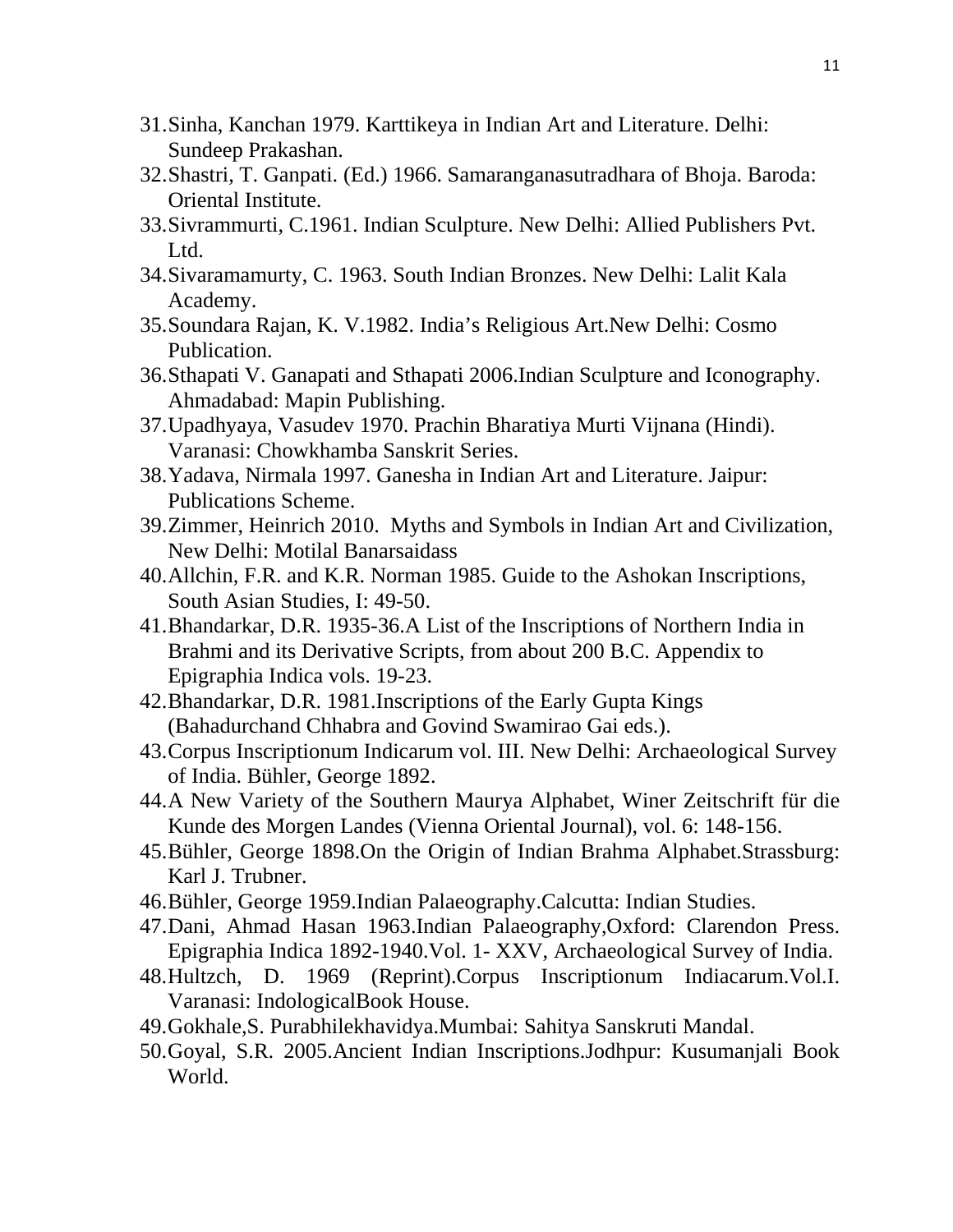31. Sinha, Kanchan 1979. Karttikeya in Indian Art and Literature. Delhi: Sundeep Prakashan.
32. Shastri, T. Ganpati. (Ed.) 1966. Samaranganasutradhara of Bhoja. Baroda: Oriental Institute.
33. Sivrammurti, C.1961. Indian Sculpture. New Delhi: Allied Publishers Pvt. Ltd.
34. Sivaramamurty, C. 1963. South Indian Bronzes. New Delhi: Lalit Kala Academy.
35. Soundara Rajan, K. V.1982. India's Religious Art.New Delhi: Cosmo Publication.
36. Sthapati V. Ganapati and Sthapati 2006.Indian Sculpture and Iconography. Ahmadabad: Mapin Publishing.
37. Upadhyaya, Vasudev 1970. Prachin Bharatiya Murti Vijnana (Hindi). Varanasi: Chowkhamba Sanskrit Series.
38. Yadava, Nirmala 1997. Ganesha in Indian Art and Literature. Jaipur: Publications Scheme.
39. Zimmer, Heinrich 2010. Myths and Symbols in Indian Art and Civilization, New Delhi: Motilal Banarsaidass
40. Allchin, F.R. and K.R. Norman 1985. Guide to the Ashokan Inscriptions, South Asian Studies, I: 49-50.
41. Bhandarkar, D.R. 1935-36.A List of the Inscriptions of Northern India in Brahmi and its Derivative Scripts, from about 200 B.C. Appendix to Epigraphia Indica vols. 19-23.
42. Bhandarkar, D.R. 1981.Inscriptions of the Early Gupta Kings (Bahadurchand Chhabra and Govind Swamirao Gai eds.).
43. Corpus Inscriptionum Indicarum vol. III. New Delhi: Archaeological Survey of India. Bühler, George 1892.
44. A New Variety of the Southern Maurya Alphabet, Winer Zeitschrift für die Kunde des Morgen Landes (Vienna Oriental Journal), vol. 6: 148-156.
45. Bühler, George 1898.On the Origin of Indian Brahma Alphabet.Strassburg: Karl J. Trubner.
46. Bühler, George 1959.Indian Palaeography.Calcutta: Indian Studies.
47. Dani, Ahmad Hasan 1963.Indian Palaeography,Oxford: Clarendon Press. Epigraphia Indica 1892-1940.Vol. 1- XXV, Archaeological Survey of India.
48. Hultzch, D. 1969 (Reprint).Corpus Inscriptionum Indiacarum.Vol.I. Varanasi: IndologicalBook House.
49. Gokhale,S. Purabhilekhavidya.Mumbai: Sahitya Sanskruti Mandal.
50. Goyal, S.R. 2005.Ancient Indian Inscriptions.Jodhpur: Kusumanjali Book World.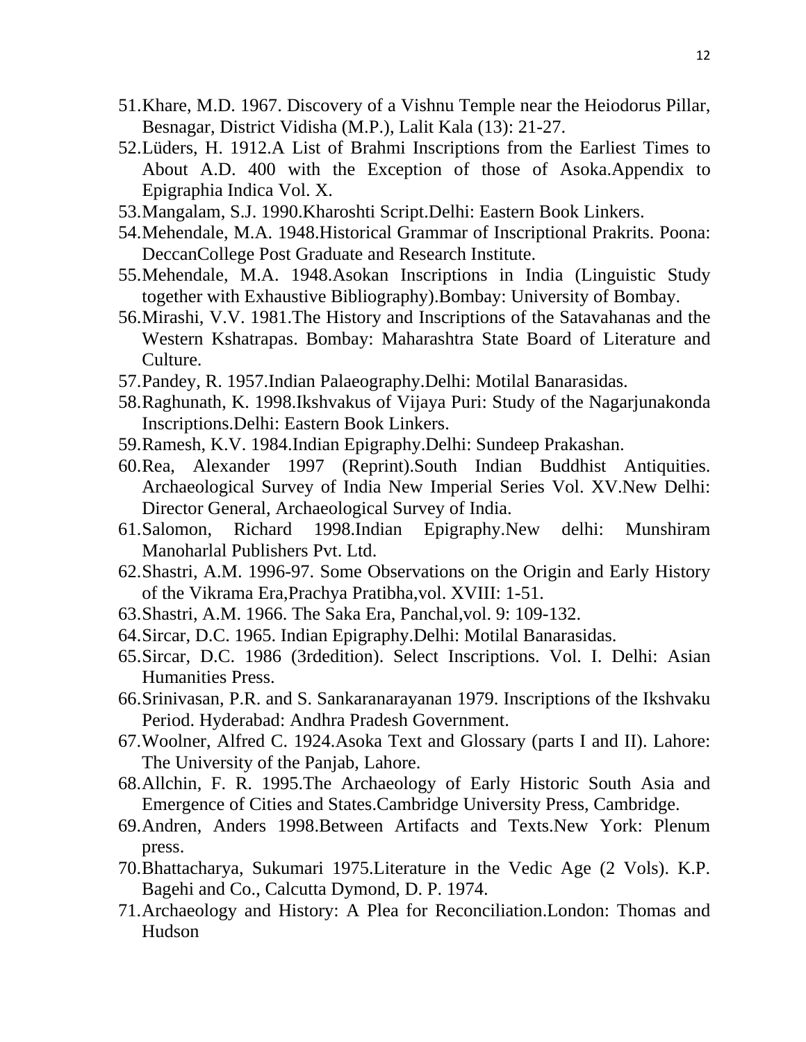51. Khare, M.D. 1967. Discovery of a Vishnu Temple near the Heiodorus Pillar, Besnagar, District Vidisha (M.P.), Lalit Kala (13): 21-27.
52. Lüders, H. 1912.A List of Brahmi Inscriptions from the Earliest Times to About A.D. 400 with the Exception of those of Asoka.Appendix to Epigraphia Indica Vol. X.
53. Mangalam, S.J. 1990.Kharoshti Script.Delhi: Eastern Book Linkers.
54. Mehendale, M.A. 1948.Historical Grammar of Inscriptional Prakrits. Poona: DeccanCollege Post Graduate and Research Institute.
55. Mehendale, M.A. 1948.Asokan Inscriptions in India (Linguistic Study together with Exhaustive Bibliography).Bombay: University of Bombay.
56. Mirashi, V.V. 1981.The History and Inscriptions of the Satavahanas and the Western Kshatrapas. Bombay: Maharashtra State Board of Literature and Culture.
57. Pandey, R. 1957.Indian Palaeography.Delhi: Motilal Banarasidas.
58. Raghunath, K. 1998.Ikshvakus of Vijaya Puri: Study of the Nagarjunakonda Inscriptions.Delhi: Eastern Book Linkers.
59. Ramesh, K.V. 1984.Indian Epigraphy.Delhi: Sundeep Prakashan.
60. Rea, Alexander 1997 (Reprint).South Indian Buddhist Antiquities. Archaeological Survey of India New Imperial Series Vol. XV.New Delhi: Director General, Archaeological Survey of India.
61. Salomon, Richard 1998.Indian Epigraphy.New delhi: Munshiram Manoharlal Publishers Pvt. Ltd.
62. Shastri, A.M. 1996-97. Some Observations on the Origin and Early History of the Vikrama Era,Prachya Pratibha,vol. XVIII: 1-51.
63. Shastri, A.M. 1966. The Saka Era, Panchal,vol. 9: 109-132.
64. Sircar, D.C. 1965. Indian Epigraphy.Delhi: Motilal Banarasidas.
65. Sircar, D.C. 1986 (3rdedition). Select Inscriptions. Vol. I. Delhi: Asian Humanities Press.
66. Srinivasan, P.R. and S. Sankaranarayanan 1979. Inscriptions of the Ikshvaku Period. Hyderabad: Andhra Pradesh Government.
67. Woolner, Alfred C. 1924.Asoka Text and Glossary (parts I and II). Lahore: The University of the Panjab, Lahore.
68. Allchin, F. R. 1995.The Archaeology of Early Historic South Asia and Emergence of Cities and States.Cambridge University Press, Cambridge.
69. Andren, Anders 1998.Between Artifacts and Texts.New York: Plenum press.
70. Bhattacharya, Sukumari 1975.Literature in the Vedic Age (2 Vols). K.P. Bagehi and Co., Calcutta Dymond, D. P. 1974.
71. Archaeology and History: A Plea for Reconciliation.London: Thomas and Hudson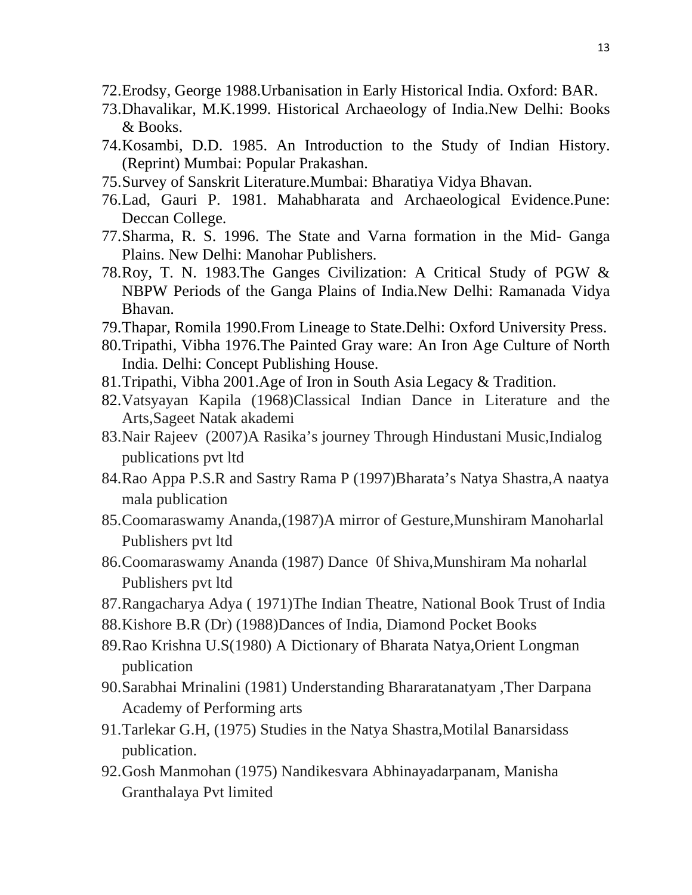72. Erodsy, George 1988.Urbanisation in Early Historical India. Oxford: BAR.
73. Dhavalikar, M.K.1999. Historical Archaeology of India.New Delhi: Books & Books.
74. Kosambi, D.D. 1985. An Introduction to the Study of Indian History. (Reprint) Mumbai: Popular Prakashan.
75. Survey of Sanskrit Literature.Mumbai: Bharatiya Vidya Bhavan.
76. Lad, Gauri P. 1981. Mahabharata and Archaeological Evidence.Pune: Deccan College.
77. Sharma, R. S. 1996. The State and Varna formation in the Mid- Ganga Plains. New Delhi: Manohar Publishers.
78. Roy, T. N. 1983.The Ganges Civilization: A Critical Study of PGW & NBPW Periods of the Ganga Plains of India.New Delhi: Ramanada Vidya Bhavan.
79. Thapar, Romila 1990.From Lineage to State.Delhi: Oxford University Press.
80. Tripathi, Vibha 1976.The Painted Gray ware: An Iron Age Culture of North India. Delhi: Concept Publishing House.
81. Tripathi, Vibha 2001.Age of Iron in South Asia Legacy & Tradition.
82. Vatsyayan Kapila (1968)Classical Indian Dance in Literature and the Arts,Sageet Natak akademi
83. Nair Rajeev (2007)A Rasika's journey Through Hindustani Music,Indialog publications pvt ltd
84. Rao Appa P.S.R and Sastry Rama P (1997)Bharata's Natya Shastra,A naatya mala publication
85. Coomaraswamy Ananda,(1987)A mirror of Gesture,Munshiram Manoharlal Publishers pvt ltd
86. Coomaraswamy Ananda (1987) Dance 0f Shiva,Munshiram Ma noharlal Publishers pvt ltd
87. Rangacharya Adya ( 1971)The Indian Theatre, National Book Trust of India
88. Kishore B.R (Dr) (1988)Dances of India, Diamond Pocket Books
89. Rao Krishna U.S(1980) A Dictionary of Bharata Natya,Orient Longman publication
90. Sarabhai Mrinalini (1981) Understanding Bhararatanatyam ,Ther Darpana Academy of Performing arts
91. Tarlekar G.H, (1975) Studies in the Natya Shastra,Motilal Banarsidass publication.
92. Gosh Manmohan (1975) Nandikesvara Abhinayadarpanam, Manisha Granthalaya Pvt limited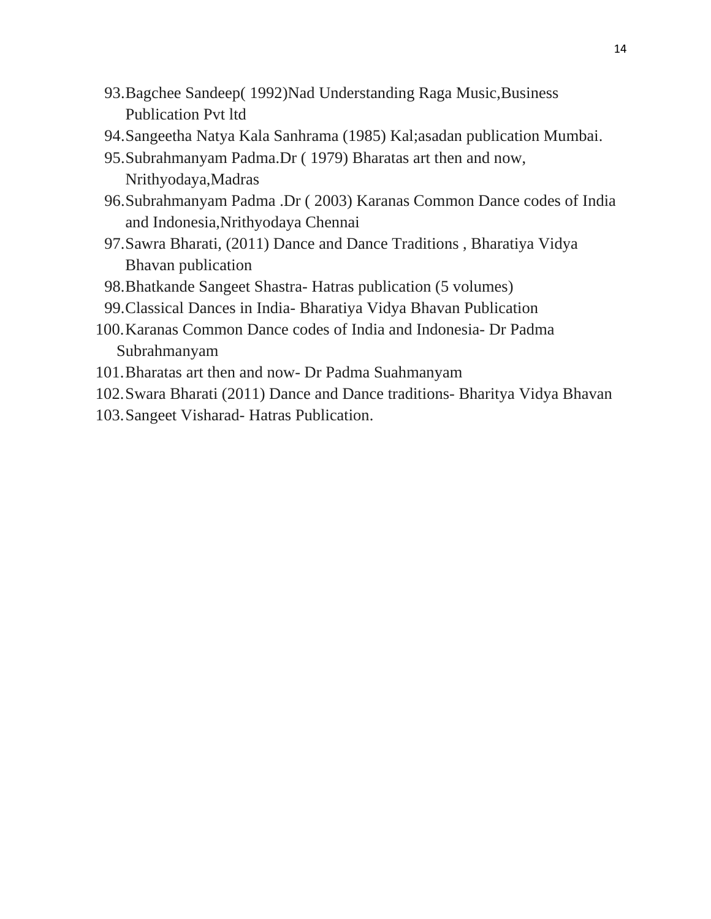93. Bagchee Sandeep( 1992)Nad Understanding Raga Music,Business Publication Pvt ltd
94. Sangeetha Natya Kala Sanhrama (1985) Kal;asadan publication Mumbai.
95. Subrahmanyam Padma.Dr ( 1979) Bharatas art then and now, Nrithyodaya,Madras
96. Subrahmanyam Padma .Dr ( 2003) Karanas Common Dance codes of India and Indonesia,Nrithyodaya Chennai
97. Sawra Bharati, (2011) Dance and Dance Traditions , Bharatiya Vidya Bhavan publication
98. Bhatkande Sangeet Shastra- Hatras publication (5 volumes)
99. Classical Dances in India- Bharatiya Vidya Bhavan Publication
100. Karanas Common Dance codes of India and Indonesia- Dr Padma Subrahmanyam
101. Bharatas art then and now- Dr Padma Suahmanyam
102. Swara Bharati (2011) Dance and Dance traditions- Bharitya Vidya Bhavan
103. Sangeet Visharad- Hatras Publication.